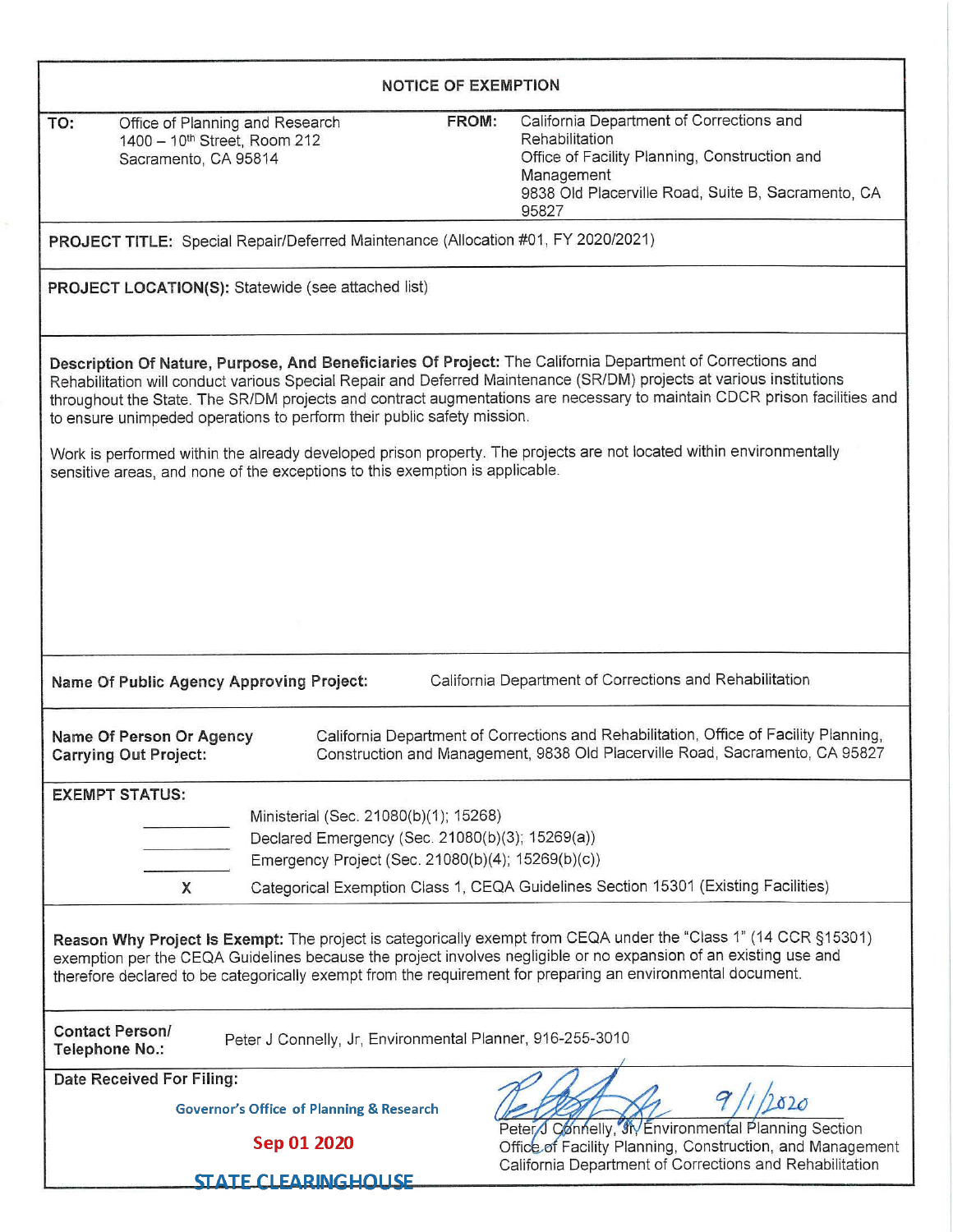# NOTICE OF EXEMPTION

**TO:** Office of Planning and Research
1400 – 10th Street, Room 212
Sacramento, CA 95814

**FROM:** California Department of Corrections and Rehabilitation
Office of Facility Planning, Construction and Management
9838 Old Placerville Road, Suite B, Sacramento, CA 95827

**PROJECT TITLE:** Special Repair/Deferred Maintenance (Allocation #01, FY 2020/2021)

**PROJECT LOCATION(S):** Statewide (see attached list)

**Description Of Nature, Purpose, And Beneficiaries Of Project:** The California Department of Corrections and Rehabilitation will conduct various Special Repair and Deferred Maintenance (SR/DM) projects at various institutions throughout the State. The SR/DM projects and contract augmentations are necessary to maintain CDCR prison facilities and to ensure unimpeded operations to perform their public safety mission.

Work is performed within the already developed prison property. The projects are not located within environmentally sensitive areas, and none of the exceptions to this exemption is applicable.

**Name Of Public Agency Approving Project:** California Department of Corrections and Rehabilitation

**Name Of Person Or Agency Carrying Out Project:** California Department of Corrections and Rehabilitation, Office of Facility Planning, Construction and Management, 9838 Old Placerville Road, Sacramento, CA 95827

**EXEMPT STATUS:**

| | |
|---|---|
| ______ | Ministerial (Sec. 21080(b)(1); 15268) |
| ______ | Declared Emergency (Sec. 21080(b)(3); 15269(a)) |
| ______ | Emergency Project (Sec. 21080(b)(4); 15269(b)(c)) |
| X | Categorical Exemption Class 1, CEQA Guidelines Section 15301 (Existing Facilities) |

**Reason Why Project Is Exempt:** The project is categorically exempt from CEQA under the "Class 1" (14 CCR §15301) exemption per the CEQA Guidelines because the project involves negligible or no expansion of an existing use and therefore declared to be categorically exempt from the requirement for preparing an environmental document.

**Contact Person/ Telephone No.:** Peter J Connelly, Jr, Environmental Planner, 916-255-3010

**Date Received For Filing:**

Governor's Office of Planning & Research

Sep 01 2020

STATE CLEARINGHOUSE

[Signature] 9/1/2020

Peter J Connelly, Jr, Environmental Planning Section
Office of Facility Planning, Construction, and Management
California Department of Corrections and Rehabilitation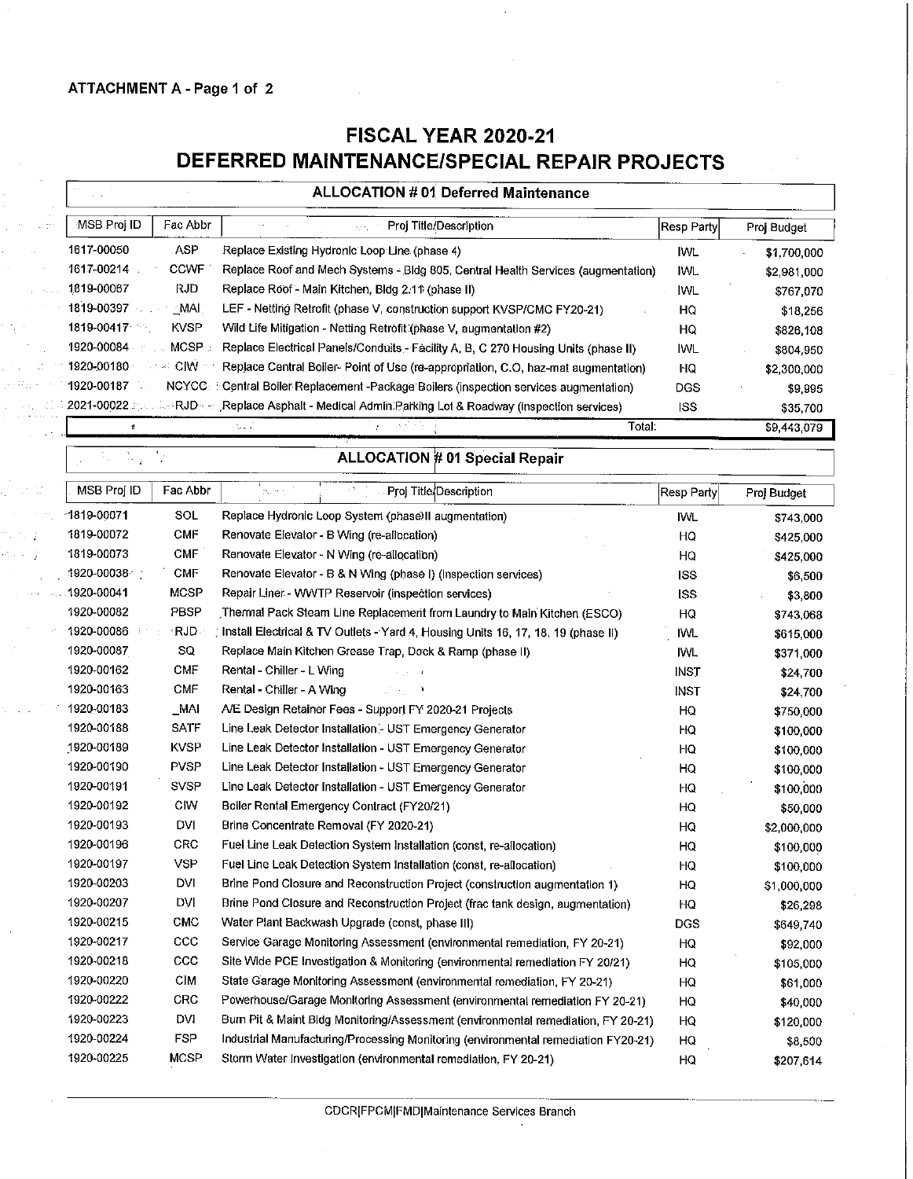**ATTACHMENT A - Page 1 of 2**

# FISCAL YEAR 2020-21
# DEFERRED MAINTENANCE/SPECIAL REPAIR PROJECTS

## ALLOCATION # 01 Deferred Maintenance

| MSB Proj ID | Fac Abbr | Proj Title/Description | Resp Party | Proj Budget |
|---|---|---|---|---|
| 1617-00050 | ASP | Replace Existing Hydronic Loop Line (phase 4) | IWL | $1,700,000 |
| 1617-00214 | CCWF | Replace Roof and Mech Systems - Bldg 805, Central Health Services (augmentation) | IWL | $2,981,000 |
| 1819-00067 | RJD | Replace Roof - Main Kitchen, Bldg 2.11 (phase II) | IWL | $767,070 |
| 1819-00397 | _MAI | LEF - Netting Retrofit (phase V, construction support KVSP/CMC FY20-21) | HQ | $18,256 |
| 1819-00417 | KVSP | Wild Life Mitigation - Netting Retrofit (phase V, augmentation #2) | HQ | $826,108 |
| 1920-00084 | MCSP | Replace Electrical Panels/Conduits - Facility A, B, C 270 Housing Units (phase II) | IWL | $804,950 |
| 1920-00180 | CIW | Replace Central Boiler- Point of Use (re-appropriation, C.O, haz-mat augmentation) | HQ | $2,300,000 |
| 1920-00187 | NCYCC | Central Boiler Replacement -Package Boilers (inspection services augmentation) | DGS | $9,995 |
| 2021-00022 | RJD | Replace Asphalt - Medical Admin Parking Lot & Roadway (inspection services) | ISS | $35,700 |
| | | | Total: | $9,443,079 |

## ALLOCATION # 01 Special Repair

| MSB Proj ID | Fac Abbr | Proj Title/Description | Resp Party | Proj Budget |
|---|---|---|---|---|
| 1819-00071 | SOL | Replace Hydronic Loop System (phase II augmentation) | IWL | $743,000 |
| 1819-00072 | CMF | Renovate Elevator - B Wing (re-allocation) | HQ | $425,000 |
| 1819-00073 | CMF | Renovate Elevator - N Wing (re-allocation) | HQ | $425,000 |
| 1920-00038 | CMF | Renovate Elevator - B & N Wing (phase I) (inspection services) | ISS | $6,500 |
| 1920-00041 | MCSP | Repair Liner - WWTP Reservoir (inspection services) | ISS | $3,800 |
| 1920-00082 | PBSP | Thermal Pack Steam Line Replacement from Laundry to Main Kitchen (ESCO) | HQ | $743,068 |
| 1920-00086 | RJD | Install Electrical & TV Outlets - Yard 4, Housing Units 16, 17, 18, 19 (phase II) | IWL | $615,000 |
| 1920-00087 | SQ | Replace Main Kitchen Grease Trap, Dock & Ramp (phase II) | IWL | $371,000 |
| 1920-00162 | CMF | Rental - Chiller - L Wing | INST | $24,700 |
| 1920-00163 | CMF | Rental - Chiller - A Wing | INST | $24,700 |
| 1920-00183 | _MAI | A/E Design Retainer Fees - Support FY 2020-21 Projects | HQ | $750,000 |
| 1920-00188 | SATF | Line Leak Detector Installation - UST Emergency Generator | HQ | $100,000 |
| 1920-00189 | KVSP | Line Leak Detector Installation - UST Emergency Generator | HQ | $100,000 |
| 1920-00190 | PVSP | Line Leak Detector Installation - UST Emergency Generator | HQ | $100,000 |
| 1920-00191 | SVSP | Line Leak Detector Installation - UST Emergency Generator | HQ | $100,000 |
| 1920-00192 | CIW | Boiler Rental Emergency Contract (FY20/21) | HQ | $50,000 |
| 1920-00193 | DVI | Brine Concentrate Removal (FY 2020-21) | HQ | $2,000,000 |
| 1920-00196 | CRC | Fuel Line Leak Detection System Installation (const, re-allocation) | HQ | $100,000 |
| 1920-00197 | VSP | Fuel Line Leak Detection System Installation (const, re-allocation) | HQ | $100,000 |
| 1920-00203 | DVI | Brine Pond Closure and Reconstruction Project (construction augmentation 1) | HQ | $1,000,000 |
| 1920-00207 | DVI | Brine Pond Closure and Reconstruction Project (frac tank design, augmentation) | HQ | $26,298 |
| 1920-00215 | CMC | Water Plant Backwash Upgrade (const, phase III) | DGS | $649,740 |
| 1920-00217 | CCC | Service Garage Monitoring Assessment (environmental remediation, FY 20-21) | HQ | $92,000 |
| 1920-00218 | CCC | Site Wide PCE Investigation & Monitoring (environmental remediation FY 20/21) | HQ | $105,000 |
| 1920-00220 | CIM | State Garage Monitoring Assessment (environmental remediation, FY 20-21) | HQ | $61,000 |
| 1920-00222 | CRC | Powerhouse/Garage Monitoring Assessment (environmental remediation FY 20-21) | HQ | $40,000 |
| 1920-00223 | DVI | Burn Pit & Maint Bldg Monitoring/Assessment (environmental remediation, FY 20-21) | HQ | $120,000 |
| 1920-00224 | FSP | Industrial Manufacturing/Processing Monitoring (environmental remediation FY20-21) | HQ | $8,500 |
| 1920-00225 | MCSP | Storm Water Investigation (environmental remediation, FY 20-21) | HQ | $207,614 |

CDCR|FPCM|FMD|Maintenance Services Branch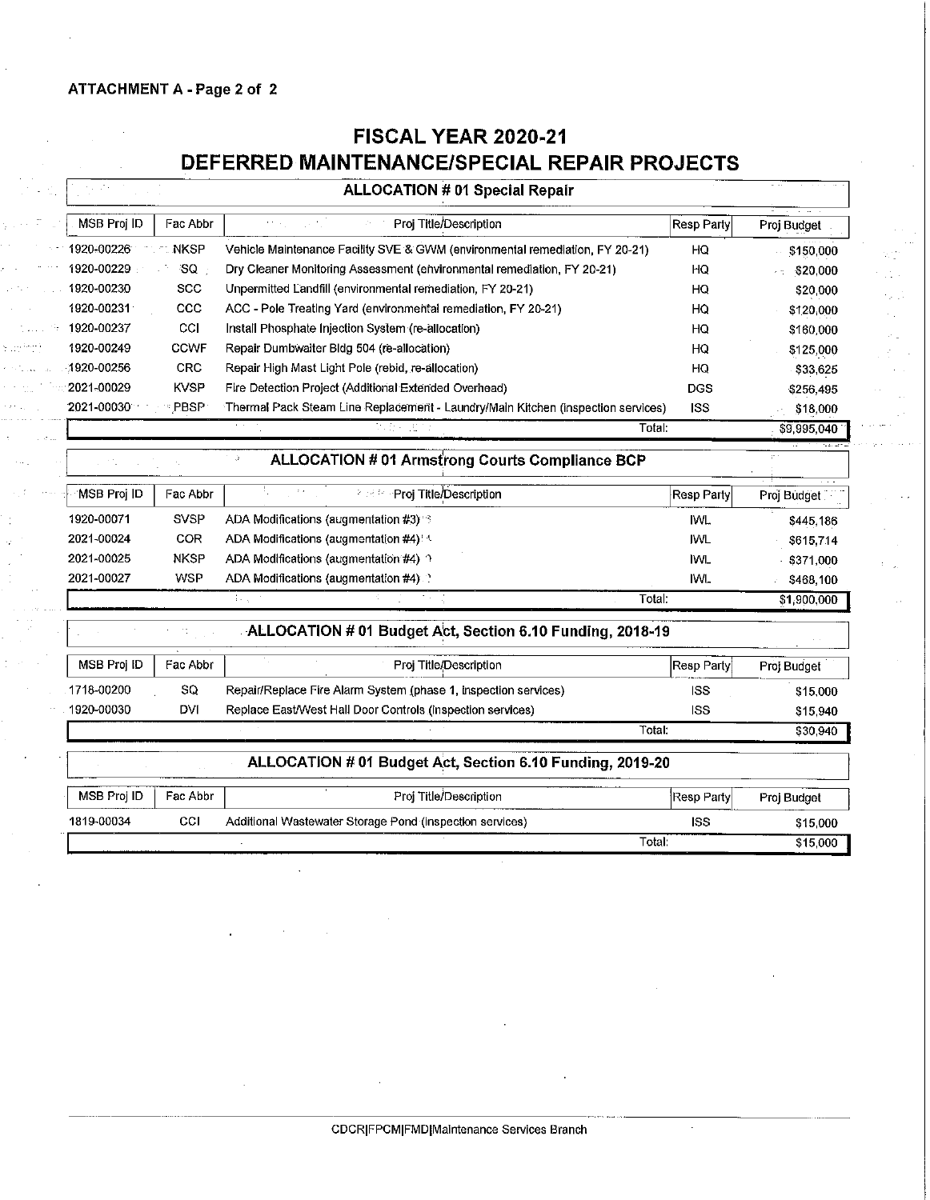**ATTACHMENT A - Page 2 of 2**

# FISCAL YEAR 2020-21
# DEFERRED MAINTENANCE/SPECIAL REPAIR PROJECTS

## ALLOCATION # 01 Special Repair

| MSB Proj ID | Fac Abbr | Proj Title/Description | Resp Party | Proj Budget |
|---|---|---|---|---|
| 1920-00226 | NKSP | Vehicle Maintenance Facility SVE & GWM (environmental remediation, FY 20-21) | HQ | $150,000 |
| 1920-00229 | SQ | Dry Cleaner Monitoring Assessment (environmental remediation, FY 20-21) | HQ | $20,000 |
| 1920-00230 | SCC | Unpermitted Landfill (environmental remediation, FY 20-21) | HQ | $20,000 |
| 1920-00231 | CCC | ACC - Pole Treating Yard (environmental remediation, FY 20-21) | HQ | $120,000 |
| 1920-00237 | CCI | Install Phosphate Injection System (re-allocation) | HQ | $160,000 |
| 1920-00249 | CCWF | Repair Dumbwaiter Bldg 504 (re-allocation) | HQ | $125,000 |
| 1920-00256 | CRC | Repair High Mast Light Pole (rebid, re-allocation) | HQ | $33,625 |
| 2021-00029 | KVSP | Fire Detection Project (Additional Extended Overhead) | DGS | $256,495 |
| 2021-00030 | PBSP | Thermal Pack Steam Line Replacement - Laundry/Main Kitchen (inspection services) | ISS | $18,000 |
| | | | Total: | $9,995,040 |

## ALLOCATION # 01 Armstrong Courts Compliance BCP

| MSB Proj ID | Fac Abbr | Proj Title/Description | Resp Party | Proj Budget |
|---|---|---|---|---|
| 1920-00071 | SVSP | ADA Modifications (augmentation #3) | IWL | $445,186 |
| 2021-00024 | COR | ADA Modifications (augmentation #4) | IWL | $615,714 |
| 2021-00025 | NKSP | ADA Modifications (augmentation #4) | IWL | $371,000 |
| 2021-00027 | WSP | ADA Modifications (augmentation #4) | IWL | $468,100 |
| | | | Total: | $1,900,000 |

## ALLOCATION # 01 Budget Act, Section 6.10 Funding, 2018-19

| MSB Proj ID | Fac Abbr | Proj Title/Description | Resp Party | Proj Budget |
|---|---|---|---|---|
| 1718-00200 | SQ | Repair/Replace Fire Alarm System (phase 1, inspection services) | ISS | $15,000 |
| 1920-00030 | DVI | Replace East/West Hall Door Controls (inspection services) | ISS | $15,940 |
| | | | Total: | $30,940 |

## ALLOCATION # 01 Budget Act, Section 6.10 Funding, 2019-20

| MSB Proj ID | Fac Abbr | Proj Title/Description | Resp Party | Proj Budget |
|---|---|---|---|---|
| 1819-00034 | CCI | Additional Wastewater Storage Pond (inspection services) | ISS | $15,000 |
| | | | Total: | $15,000 |

CDCR|FPCM|FMD|Maintenance Services Branch